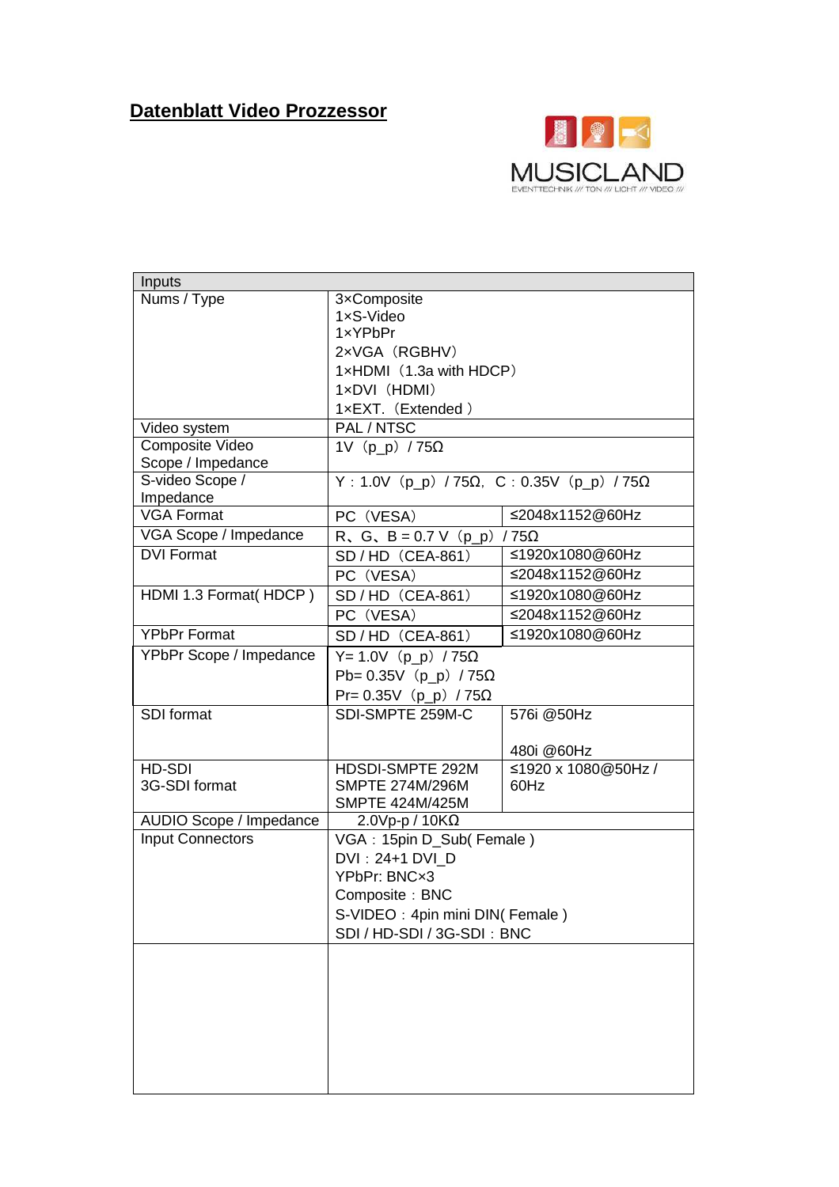## **Datenblatt Video Prozzessor**

MUSICLAND
EVENTTECHNIK /// TON /// LICHT /// VIDEO ///

| Inputs | | |
|---|---|---|
| Nums / Type | 3×Composite<br>1×S-Video<br>1×YPbPr<br>2×VGA（RGBHV）<br>1×HDMI（1.3a with HDCP）<br>1×DVI（HDMI）<br>1×EXT.（Extended ） | |
| Video system | PAL / NTSC | |
| Composite Video Scope / Impedance | 1V（p_p）/ 75Ω | |
| S-video Scope / Impedance | Y：1.0V（p_p）/ 75Ω, C：0.35V（p_p）/ 75Ω | |
| VGA Format | PC（VESA） | ≤2048x1152@60Hz |
| VGA Scope / Impedance | R、G、B = 0.7 V（p_p）/ 75Ω | |
| DVI Format | SD / HD（CEA-861） | ≤1920x1080@60Hz |
| | PC（VESA） | ≤2048x1152@60Hz |
| HDMI 1.3 Format( HDCP ) | SD / HD（CEA-861） | ≤1920x1080@60Hz |
| | PC（VESA） | ≤2048x1152@60Hz |
| YPbPr Format | SD / HD（CEA-861） | ≤1920x1080@60Hz |
| YPbPr Scope / Impedance | Y= 1.0V（p_p）/ 75Ω<br>Pb= 0.35V（p_p）/ 75Ω<br>Pr= 0.35V（p_p）/ 75Ω | |
| SDI format | SDI-SMPTE 259M-C | 576i @50Hz<br><br>480i @60Hz |
| HD-SDI<br>3G-SDI format | HDSDI-SMPTE 292M<br>SMPTE 274M/296M<br>SMPTE 424M/425M | ≤1920 x 1080@50Hz / 60Hz |
| AUDIO Scope / Impedance | 2.0Vp-p / 10KΩ | |
| Input Connectors | VGA：15pin D_Sub( Female )<br>DVI：24+1 DVI_D<br>YPbPr: BNC×3<br>Composite：BNC<br>S-VIDEO：4pin mini DIN( Female )<br>SDI / HD-SDI / 3G-SDI：BNC | |
| | | |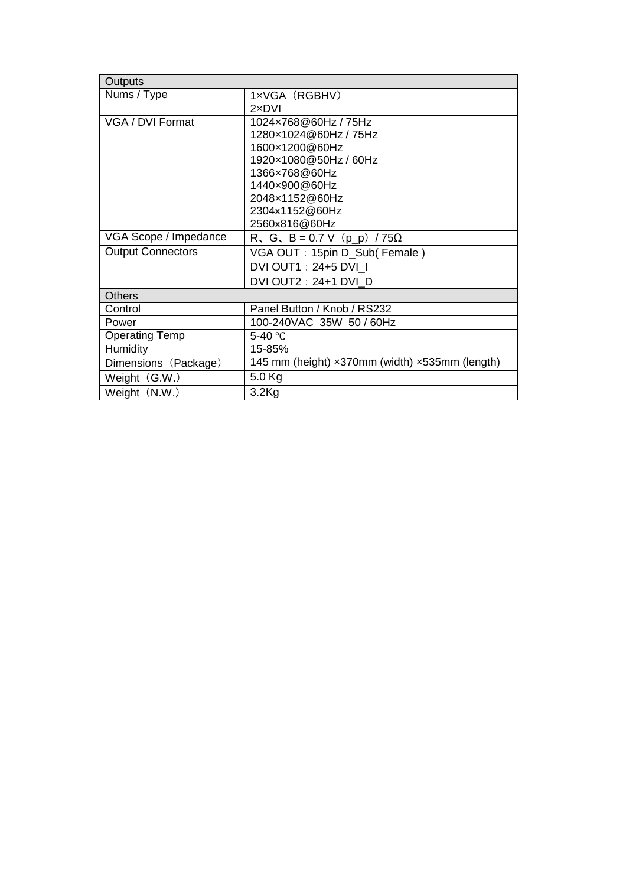| | |
|---|---|
| Outputs | |
| Nums / Type | 1×VGA（RGBHV）<br>2×DVI |
| VGA / DVI Format | 1024×768@60Hz / 75Hz<br>1280×1024@60Hz / 75Hz<br>1600×1200@60Hz<br>1920×1080@50Hz / 60Hz<br>1366×768@60Hz<br>1440×900@60Hz<br>2048×1152@60Hz<br>2304x1152@60Hz<br>2560x816@60Hz |
| VGA Scope / Impedance | R、G、B = 0.7 V（p_p）/ 75Ω |
| Output Connectors | VGA OUT：15pin D_Sub( Female )<br>DVI OUT1：24+5 DVI_I<br>DVI OUT2：24+1 DVI_D |
| Others | |
| Control | Panel Button / Knob / RS232 |
| Power | 100-240VAC 35W 50 / 60Hz |
| Operating Temp | 5-40 ℃ |
| Humidity | 15-85% |
| Dimensions（Package） | 145 mm (height) ×370mm (width) ×535mm (length) |
| Weight（G.W.） | 5.0 Kg |
| Weight（N.W.） | 3.2Kg |